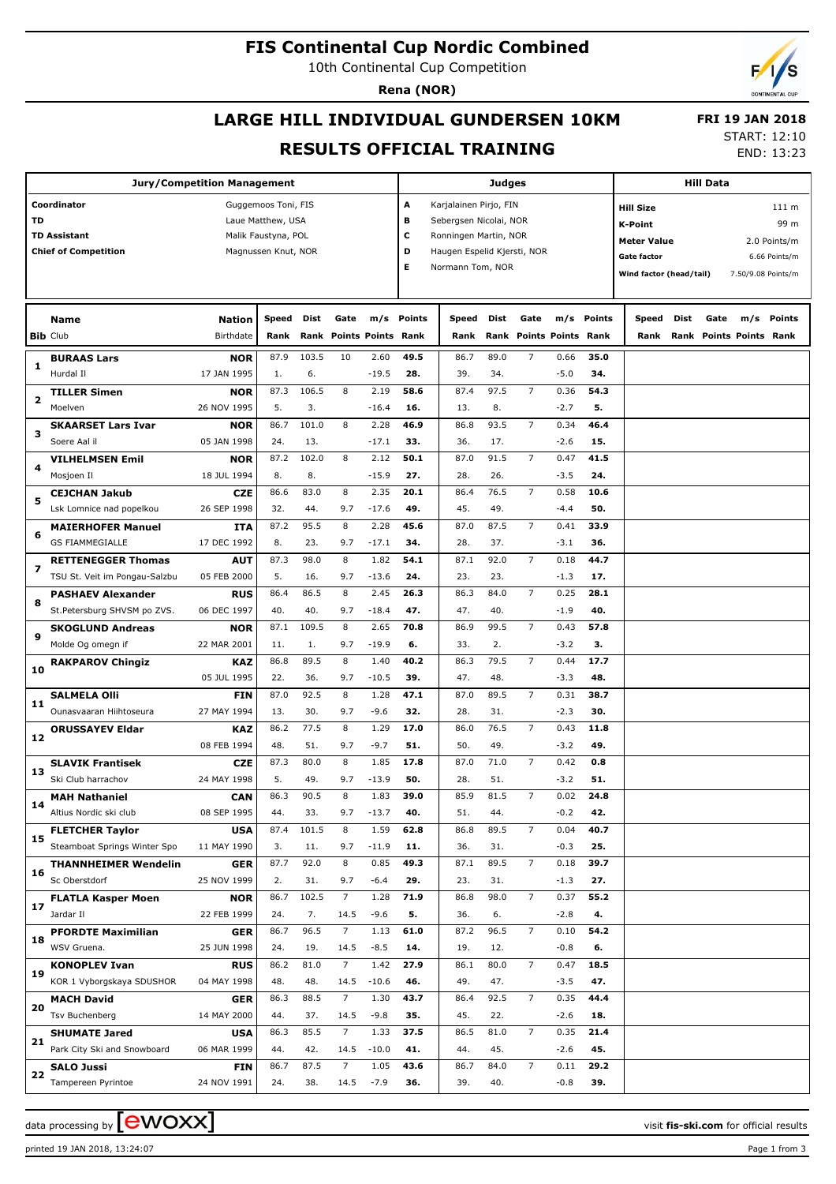# FIS Continental Cup Nordic Combined

10th Continental Cup Competition

**Rena (NOR)**

## LARGE HILL INDIVIDUAL GUNDERSEN 10KM

## RESULTS OFFICIAL TRAINING

**FRI 19 JAN 2018**

START: 12:10

END: 13:23

| Jury/Competition Management | |
|---|---|
| Coordinator | Guggemoos Toni, FIS |
| TD | Laue Matthew, USA |
| TD Assistant | Malik Faustyna, POL |
| Chief of Competition | Magnussen Knut, NOR |

| Judges | |
|---|---|
| A | Karjalainen Pirjo, FIN |
| B | Sebergsen Nicolai, NOR |
| C | Ronningen Martin, NOR |
| D | Haugen Espelid Kjersti, NOR |
| E | Normann Tom, NOR |

| Hill Data | |
|---|---|
| Hill Size | 111 m |
| K-Point | 99 m |
| Meter Value | 2.0 Points/m |
| Gate factor | 6.66 Points/m |
| Wind factor (head/tail) | 7.50/9.08 Points/m |

| Bib | Name / Club | Nation / Birthdate | Speed / Rank | Dist / Rank | Gate / Points | m/s / Points | Points / Rank | Speed / Rank | Dist / Rank | Gate / Points | m/s / Points | Points / Rank | Speed / Rank | Dist / Rank | Gate / Points | m/s / Points | Points / Rank |
|---|---|---|---|---|---|---|---|---|---|---|---|---|---|---|---|---|---|
| 1 | **BURAAS Lars** | **NOR** | 87.9 | 103.5 | 10 | 2.60 | **49.5** | 86.7 | 89.0 | 7 | 0.66 | **35.0** | | | | | |
| | Hurdal Il | 17 JAN 1995 | 1. | 6. | | -19.5 | **28.** | 39. | 34. | | -5.0 | **34.** | | | | | |
| 2 | **TILLER Simen** | **NOR** | 87.3 | 106.5 | 8 | 2.19 | **58.6** | 87.4 | 97.5 | 7 | 0.36 | **54.3** | | | | | |
| | Moelven | 26 NOV 1995 | 5. | 3. | | -16.4 | **16.** | 13. | 8. | | -2.7 | **5.** | | | | | |
| 3 | **SKAARSET Lars Ivar** | **NOR** | 86.7 | 101.0 | 8 | 2.28 | **46.9** | 86.8 | 93.5 | 7 | 0.34 | **46.4** | | | | | |
| | Soere Aal il | 05 JAN 1998 | 24. | 13. | | -17.1 | **33.** | 36. | 17. | | -2.6 | **15.** | | | | | |
| 4 | **VILHELMSEN Emil** | **NOR** | 87.2 | 102.0 | 8 | 2.12 | **50.1** | 87.0 | 91.5 | 7 | 0.47 | **41.5** | | | | | |
| | Mosjoen Il | 18 JUL 1994 | 8. | 8. | | -15.9 | **27.** | 28. | 26. | | -3.5 | **24.** | | | | | |
| 5 | **CEJCHAN Jakub** | **CZE** | 86.6 | 83.0 | 8 | 2.35 | **20.1** | 86.4 | 76.5 | 7 | 0.58 | **10.6** | | | | | |
| | Lsk Lomnice nad popelkou | 26 SEP 1998 | 32. | 44. | 9.7 | -17.6 | **49.** | 45. | 49. | | -4.4 | **50.** | | | | | |
| 6 | **MAIERHOFER Manuel** | **ITA** | 87.2 | 95.5 | 8 | 2.28 | **45.6** | 87.0 | 87.5 | 7 | 0.41 | **33.9** | | | | | |
| | GS FIAMMEGIALLE | 17 DEC 1992 | 8. | 23. | 9.7 | -17.1 | **34.** | 28. | 37. | | -3.1 | **36.** | | | | | |
| 7 | **RETTENEGGER Thomas** | **AUT** | 87.3 | 98.0 | 8 | 1.82 | **54.1** | 87.1 | 92.0 | 7 | 0.18 | **44.7** | | | | | |
| | TSU St. Veit im Pongau-Salzbu | 05 FEB 2000 | 5. | 16. | 9.7 | -13.6 | **24.** | 23. | 23. | | -1.3 | **17.** | | | | | |
| 8 | **PASHAEV Alexander** | **RUS** | 86.4 | 86.5 | 8 | 2.45 | **26.3** | 86.3 | 84.0 | 7 | 0.25 | **28.1** | | | | | |
| | St.Petersburg SHVSM po ZVS. | 06 DEC 1997 | 40. | 40. | 9.7 | -18.4 | **47.** | 47. | 40. | | -1.9 | **40.** | | | | | |
| 9 | **SKOGLUND Andreas** | **NOR** | 87.1 | 109.5 | 8 | 2.65 | **70.8** | 86.9 | 99.5 | 7 | 0.43 | **57.8** | | | | | |
| | Molde Og omegn if | 22 MAR 2001 | 11. | 1. | 9.7 | -19.9 | **6.** | 33. | 2. | | -3.2 | **3.** | | | | | |
| 10 | **RAKPAROV Chingiz** | **KAZ** | 86.8 | 89.5 | 8 | 1.40 | **40.2** | 86.3 | 79.5 | 7 | 0.44 | **17.7** | | | | | |
| | | 05 JUL 1995 | 22. | 36. | 9.7 | -10.5 | **39.** | 47. | 48. | | -3.3 | **48.** | | | | | |
| 11 | **SALMELA Olli** | **FIN** | 87.0 | 92.5 | 8 | 1.28 | **47.1** | 87.0 | 89.5 | 7 | 0.31 | **38.7** | | | | | |
| | Ounasvaaran Hiihtoseura | 27 MAY 1994 | 13. | 30. | 9.7 | -9.6 | **32.** | 28. | 31. | | -2.3 | **30.** | | | | | |
| 12 | **ORUSSAYEV Eldar** | **KAZ** | 86.2 | 77.5 | 8 | 1.29 | **17.0** | 86.0 | 76.5 | 7 | 0.43 | **11.8** | | | | | |
| | | 08 FEB 1994 | 48. | 51. | 9.7 | -9.7 | **51.** | 50. | 49. | | -3.2 | **49.** | | | | | |
| 13 | **SLAVIK Frantisek** | **CZE** | 87.3 | 80.0 | 8 | 1.85 | **17.8** | 87.0 | 71.0 | 7 | 0.42 | **0.8** | | | | | |
| | Ski Club harrachov | 24 MAY 1998 | 5. | 49. | 9.7 | -13.9 | **50.** | 28. | 51. | | -3.2 | **51.** | | | | | |
| 14 | **MAH Nathaniel** | **CAN** | 86.3 | 90.5 | 8 | 1.83 | **39.0** | 85.9 | 81.5 | 7 | 0.02 | **24.8** | | | | | |
| | Altius Nordic ski club | 08 SEP 1995 | 44. | 33. | 9.7 | -13.7 | **40.** | 51. | 44. | | -0.2 | **42.** | | | | | |
| 15 | **FLETCHER Taylor** | **USA** | 87.4 | 101.5 | 8 | 1.59 | **62.8** | 86.8 | 89.5 | 7 | 0.04 | **40.7** | | | | | |
| | Steamboat Springs Winter Spo | 11 MAY 1990 | 3. | 11. | 9.7 | -11.9 | **11.** | 36. | 31. | | -0.3 | **25.** | | | | | |
| 16 | **THANNHEIMER Wendelin** | **GER** | 87.7 | 92.0 | 8 | 0.85 | **49.3** | 87.1 | 89.5 | 7 | 0.18 | **39.7** | | | | | |
| | Sc Oberstdorf | 25 NOV 1999 | 2. | 31. | 9.7 | -6.4 | **29.** | 23. | 31. | | -1.3 | **27.** | | | | | |
| 17 | **FLATLA Kasper Moen** | **NOR** | 86.7 | 102.5 | 7 | 1.28 | **71.9** | 86.8 | 98.0 | 7 | 0.37 | **55.2** | | | | | |
| | Jardar Il | 22 FEB 1999 | 24. | 7. | 14.5 | -9.6 | **5.** | 36. | 6. | | -2.8 | **4.** | | | | | |
| 18 | **PFORDTE Maximilian** | **GER** | 86.7 | 96.5 | 7 | 1.13 | **61.0** | 87.2 | 96.5 | 7 | 0.10 | **54.2** | | | | | |
| | WSV Gruena. | 25 JUN 1998 | 24. | 19. | 14.5 | -8.5 | **14.** | 19. | 12. | | -0.8 | **6.** | | | | | |
| 19 | **KONOPLEV Ivan** | **RUS** | 86.2 | 81.0 | 7 | 1.42 | **27.9** | 86.1 | 80.0 | 7 | 0.47 | **18.5** | | | | | |
| | KOR 1 Vyborgskaya SDUSHOR | 04 MAY 1998 | 48. | 48. | 14.5 | -10.6 | **46.** | 49. | 47. | | -3.5 | **47.** | | | | | |
| 20 | **MACH David** | **GER** | 86.3 | 88.5 | 7 | 1.30 | **43.7** | 86.4 | 92.5 | 7 | 0.35 | **44.4** | | | | | |
| | Tsv Buchenberg | 14 MAY 2000 | 44. | 37. | 14.5 | -9.8 | **35.** | 45. | 22. | | -2.6 | **18.** | | | | | |
| 21 | **SHUMATE Jared** | **USA** | 86.3 | 85.5 | 7 | 1.33 | **37.5** | 86.5 | 81.0 | 7 | 0.35 | **21.4** | | | | | |
| | Park City Ski and Snowboard | 06 MAR 1999 | 44. | 42. | 14.5 | -10.0 | **41.** | 44. | 45. | | -2.6 | **45.** | | | | | |
| 22 | **SALO Jussi** | **FIN** | 86.7 | 87.5 | 7 | 1.05 | **43.6** | 86.7 | 84.0 | 7 | 0.11 | **29.2** | | | | | |
| | Tampereen Pyrintoe | 24 NOV 1991 | 24. | 38. | 14.5 | -7.9 | **36.** | 39. | 40. | | -0.8 | **39.** | | | | | |

data processing by ewoxx — visit **fis-ski.com** for official results

printed 19 JAN 2018, 13:24:07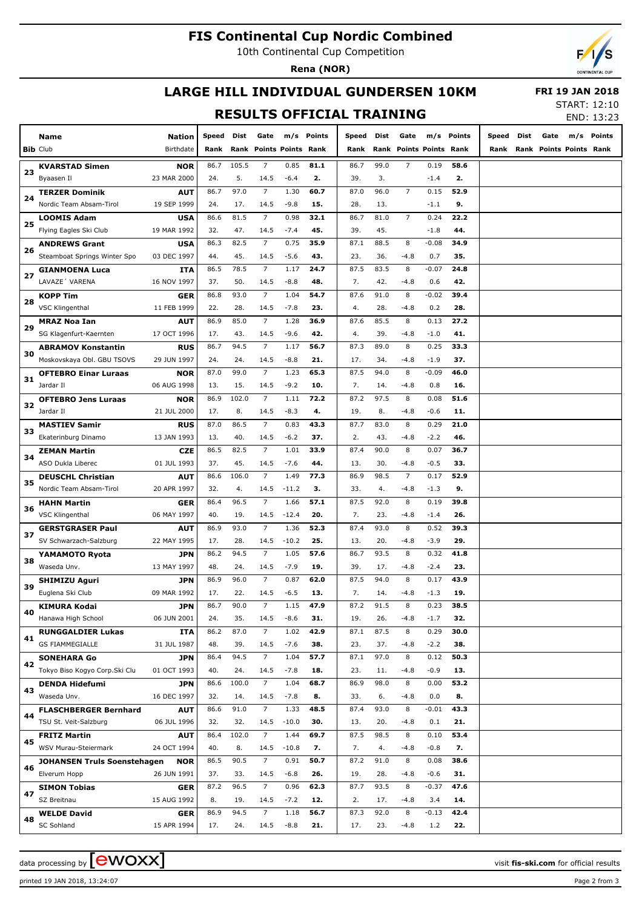# FIS Continental Cup Nordic Combined

10th Continental Cup Competition

**Rena (NOR)**

## LARGE HILL INDIVIDUAL GUNDERSEN 10KM

**FRI 19 JAN 2018**

START: 12:10

END: 13:23

## RESULTS OFFICIAL TRAINING

| Bib | Name / Club | Nation / Birthdate | Speed / Rank | Dist / Rank | Gate / Points | m/s / Points | Points / Rank | Speed / Rank | Dist / Rank | Gate / Points | m/s / Points | Points / Rank | Speed / Rank | Dist / Rank | Gate / Points | m/s / Points | Points / Rank |
|---|---|---|---|---|---|---|---|---|---|---|---|---|---|---|---|---|---|
| 23 | **KVARSTAD Simen** | **NOR** | 86.7 | 105.5 | 7 | 0.85 | **81.1** | 86.7 | 99.0 | 7 | 0.19 | **58.6** | | | | | |
| | Byaasen Il | 23 MAR 2000 | 24. | 5. | 14.5 | -6.4 | **2.** | 39. | 3. | | -1.4 | **2.** | | | | | |
| 24 | **TERZER Dominik** | **AUT** | 86.7 | 97.0 | 7 | 1.30 | **60.7** | 87.0 | 96.0 | 7 | 0.15 | **52.9** | | | | | |
| | Nordic Team Absam-Tirol | 19 SEP 1999 | 24. | 17. | 14.5 | -9.8 | **15.** | 28. | 13. | | -1.1 | **9.** | | | | | |
| 25 | **LOOMIS Adam** | **USA** | 86.6 | 81.5 | 7 | 0.98 | **32.1** | 86.7 | 81.0 | 7 | 0.24 | **22.2** | | | | | |
| | Flying Eagles Ski Club | 19 MAR 1992 | 32. | 47. | 14.5 | -7.4 | **45.** | 39. | 45. | | -1.8 | **44.** | | | | | |
| 26 | **ANDREWS Grant** | **USA** | 86.3 | 82.5 | 7 | 0.75 | **35.9** | 87.1 | 88.5 | 8 | -0.08 | **34.9** | | | | | |
| | Steamboat Springs Winter Spo | 03 DEC 1997 | 44. | 45. | 14.5 | -5.6 | **43.** | 23. | 36. | -4.8 | 0.7 | **35.** | | | | | |
| 27 | **GIANMOENA Luca** | **ITA** | 86.5 | 78.5 | 7 | 1.17 | **24.7** | 87.5 | 83.5 | 8 | -0.07 | **24.8** | | | | | |
| | LAVAZE´ VARENA | 16 NOV 1997 | 37. | 50. | 14.5 | -8.8 | **48.** | 7. | 42. | -4.8 | 0.6 | **42.** | | | | | |
| 28 | **KOPP Tim** | **GER** | 86.8 | 93.0 | 7 | 1.04 | **54.7** | 87.6 | 91.0 | 8 | -0.02 | **39.4** | | | | | |
| | VSC Klingenthal | 11 FEB 1999 | 22. | 28. | 14.5 | -7.8 | **23.** | 4. | 28. | -4.8 | 0.2 | **28.** | | | | | |
| 29 | **MRAZ Noa Ian** | **AUT** | 86.9 | 85.0 | 7 | 1.28 | **36.9** | 87.6 | 85.5 | 8 | 0.13 | **27.2** | | | | | |
| | SG Klagenfurt-Kaernten | 17 OCT 1996 | 17. | 43. | 14.5 | -9.6 | **42.** | 4. | 39. | -4.8 | -1.0 | **41.** | | | | | |
| 30 | **ABRAMOV Konstantin** | **RUS** | 86.7 | 94.5 | 7 | 1.17 | **56.7** | 87.3 | 89.0 | 8 | 0.25 | **33.3** | | | | | |
| | Moskovskaya Obl. GBU TSOVS | 29 JUN 1997 | 24. | 24. | 14.5 | -8.8 | **21.** | 17. | 34. | -4.8 | -1.9 | **37.** | | | | | |
| 31 | **OFTEBRO Einar Luraas** | **NOR** | 87.0 | 99.0 | 7 | 1.23 | **65.3** | 87.5 | 94.0 | 8 | -0.09 | **46.0** | | | | | |
| | Jardar Il | 06 AUG 1998 | 13. | 15. | 14.5 | -9.2 | **10.** | 7. | 14. | -4.8 | 0.8 | **16.** | | | | | |
| 32 | **OFTEBRO Jens Luraas** | **NOR** | 86.9 | 102.0 | 7 | 1.11 | **72.2** | 87.2 | 97.5 | 8 | 0.08 | **51.6** | | | | | |
| | Jardar Il | 21 JUL 2000 | 17. | 8. | 14.5 | -8.3 | **4.** | 19. | 8. | -4.8 | -0.6 | **11.** | | | | | |
| 33 | **MASTIEV Samir** | **RUS** | 87.0 | 86.5 | 7 | 0.83 | **43.3** | 87.7 | 83.0 | 8 | 0.29 | **21.0** | | | | | |
| | Ekaterinburg Dinamo | 13 JAN 1993 | 13. | 40. | 14.5 | -6.2 | **37.** | 2. | 43. | -4.8 | -2.2 | **46.** | | | | | |
| 34 | **ZEMAN Martin** | **CZE** | 86.5 | 82.5 | 7 | 1.01 | **33.9** | 87.4 | 90.0 | 8 | 0.07 | **36.7** | | | | | |
| | ASO Dukla Liberec | 01 JUL 1993 | 37. | 45. | 14.5 | -7.6 | **44.** | 13. | 30. | -4.8 | -0.5 | **33.** | | | | | |
| 35 | **DEUSCHL Christian** | **AUT** | 86.6 | 106.0 | 7 | 1.49 | **77.3** | 86.9 | 98.5 | 7 | 0.17 | **52.9** | | | | | |
| | Nordic Team Absam-Tirol | 20 APR 1997 | 32. | 4. | 14.5 | -11.2 | **3.** | 33. | 4. | -4.8 | -1.3 | **9.** | | | | | |
| 36 | **HAHN Martin** | **GER** | 86.4 | 96.5 | 7 | 1.66 | **57.1** | 87.5 | 92.0 | 8 | 0.19 | **39.8** | | | | | |
| | VSC Klingenthal | 06 MAY 1997 | 40. | 19. | 14.5 | -12.4 | **20.** | 7. | 23. | -4.8 | -1.4 | **26.** | | | | | |
| 37 | **GERSTGRASER Paul** | **AUT** | 86.9 | 93.0 | 7 | 1.36 | **52.3** | 87.4 | 93.0 | 8 | 0.52 | **39.3** | | | | | |
| | SV Schwarzach-Salzburg | 22 MAY 1995 | 17. | 28. | 14.5 | -10.2 | **25.** | 13. | 20. | -4.8 | -3.9 | **29.** | | | | | |
| 38 | **YAMAMOTO Ryota** | **JPN** | 86.2 | 94.5 | 7 | 1.05 | **57.6** | 86.7 | 93.5 | 8 | 0.32 | **41.8** | | | | | |
| | Waseda Unv. | 13 MAY 1997 | 48. | 24. | 14.5 | -7.9 | **19.** | 39. | 17. | -4.8 | -2.4 | **23.** | | | | | |
| 39 | **SHIMIZU Aguri** | **JPN** | 86.9 | 96.0 | 7 | 0.87 | **62.0** | 87.5 | 94.0 | 8 | 0.17 | **43.9** | | | | | |
| | Euglena Ski Club | 09 MAR 1992 | 17. | 22. | 14.5 | -6.5 | **13.** | 7. | 14. | -4.8 | -1.3 | **19.** | | | | | |
| 40 | **KIMURA Kodai** | **JPN** | 86.7 | 90.0 | 7 | 1.15 | **47.9** | 87.2 | 91.5 | 8 | 0.23 | **38.5** | | | | | |
| | Hanawa High School | 06 JUN 2001 | 24. | 35. | 14.5 | -8.6 | **31.** | 19. | 26. | -4.8 | -1.7 | **32.** | | | | | |
| 41 | **RUNGGALDIER Lukas** | **ITA** | 86.2 | 87.0 | 7 | 1.02 | **42.9** | 87.1 | 87.5 | 8 | 0.29 | **30.0** | | | | | |
| | GS FIAMMEGIALLE | 31 JUL 1987 | 48. | 39. | 14.5 | -7.6 | **38.** | 23. | 37. | -4.8 | -2.2 | **38.** | | | | | |
| 42 | **SONEHARA Go** | **JPN** | 86.4 | 94.5 | 7 | 1.04 | **57.7** | 87.1 | 97.0 | 8 | 0.12 | **50.3** | | | | | |
| | Tokyo Biso Kogyo Corp.Ski Clu | 01 OCT 1993 | 40. | 24. | 14.5 | -7.8 | **18.** | 23. | 11. | -4.8 | -0.9 | **13.** | | | | | |
| 43 | **DENDA Hidefumi** | **JPN** | 86.6 | 100.0 | 7 | 1.04 | **68.7** | 86.9 | 98.0 | 8 | 0.00 | **53.2** | | | | | |
| | Waseda Unv. | 16 DEC 1997 | 32. | 14. | 14.5 | -7.8 | **8.** | 33. | 6. | -4.8 | 0.0 | **8.** | | | | | |
| 44 | **FLASCHBERGER Bernhard** | **AUT** | 86.6 | 91.0 | 7 | 1.33 | **48.5** | 87.4 | 93.0 | 8 | -0.01 | **43.3** | | | | | |
| | TSU St. Veit-Salzburg | 06 JUL 1996 | 32. | 32. | 14.5 | -10.0 | **30.** | 13. | 20. | -4.8 | 0.1 | **21.** | | | | | |
| 45 | **FRITZ Martin** | **AUT** | 86.4 | 102.0 | 7 | 1.44 | **69.7** | 87.5 | 98.5 | 8 | 0.10 | **53.4** | | | | | |
| | WSV Murau-Steiermark | 24 OCT 1994 | 40. | 8. | 14.5 | -10.8 | **7.** | 7. | 4. | -4.8 | -0.8 | **7.** | | | | | |
| 46 | **JOHANSEN Truls Soenstehagen** | **NOR** | 86.5 | 90.5 | 7 | 0.91 | **50.7** | 87.2 | 91.0 | 8 | 0.08 | **38.6** | | | | | |
| | Elverum Hopp | 26 JUN 1991 | 37. | 33. | 14.5 | -6.8 | **26.** | 19. | 28. | -4.8 | -0.6 | **31.** | | | | | |
| 47 | **SIMON Tobias** | **GER** | 87.2 | 96.5 | 7 | 0.96 | **62.3** | 87.7 | 93.5 | 8 | -0.37 | **47.6** | | | | | |
| | SZ Breitnau | 15 AUG 1992 | 8. | 19. | 14.5 | -7.2 | **12.** | 2. | 17. | -4.8 | 3.4 | **14.** | | | | | |
| 48 | **WELDE David** | **GER** | 86.9 | 94.5 | 7 | 1.18 | **56.7** | 87.3 | 92.0 | 8 | -0.13 | **42.4** | | | | | |
| | SC Sohland | 15 APR 1994 | 17. | 24. | 14.5 | -8.8 | **21.** | 17. | 23. | -4.8 | 1.2 | **22.** | | | | | |

data processing by EWOXX — visit **fis-ski.com** for official results

printed 19 JAN 2018, 13:24:07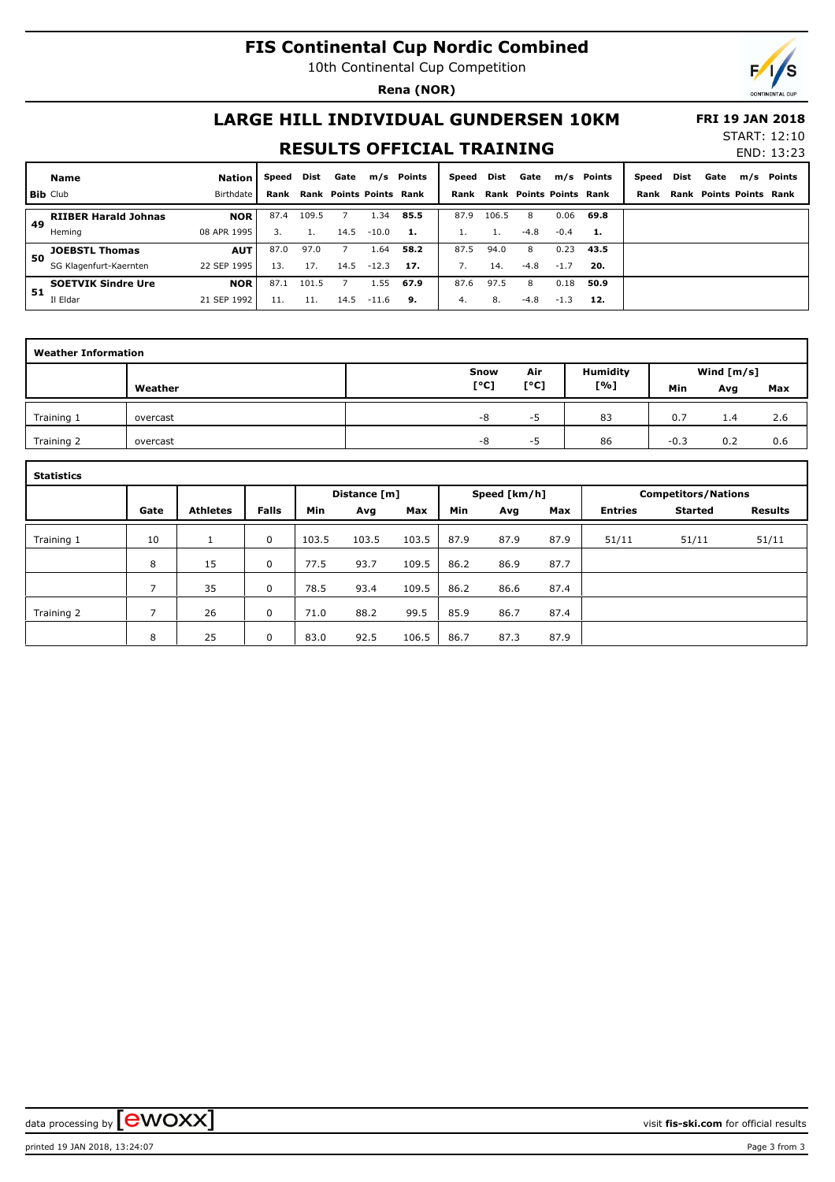# FIS Continental Cup Nordic Combined

10th Continental Cup Competition

**Rena (NOR)**

## LARGE HILL INDIVIDUAL GUNDERSEN 10KM

**FRI 19 JAN 2018**

START: 12:10

END: 13:23

## RESULTS OFFICIAL TRAINING

| Bib | Name / Club | Nation / Birthdate | Speed / Rank | Dist / Rank | Gate / Points | m/s / Points | Points / Rank | Speed / Rank | Dist / Rank | Gate / Points | m/s / Points | Points / Rank | Speed / Rank | Dist / Rank | Gate / Points | m/s / Points | Points / Rank |
|---|---|---|---|---|---|---|---|---|---|---|---|---|---|---|---|---|---|
| 49 | **RIIBER Harald Johnas** | **NOR** | 87.4 | 109.5 | 7 | 1.34 | **85.5** | 87.9 | 106.5 | 8 | 0.06 | **69.8** | | | | | |
| | Heming | 08 APR 1995 | 3. | 1. | 14.5 | -10.0 | **1.** | 1. | 1. | -4.8 | -0.4 | **1.** | | | | | |
| 50 | **JOEBSTL Thomas** | **AUT** | 87.0 | 97.0 | 7 | 1.64 | **58.2** | 87.5 | 94.0 | 8 | 0.23 | **43.5** | | | | | |
| | SG Klagenfurt-Kaernten | 22 SEP 1995 | 13. | 17. | 14.5 | -12.3 | **17.** | 7. | 14. | -4.8 | -1.7 | **20.** | | | | | |
| 51 | **SOETVIK Sindre Ure** | **NOR** | 87.1 | 101.5 | 7 | 1.55 | **67.9** | 87.6 | 97.5 | 8 | 0.18 | **50.9** | | | | | |
| | Il Eldar | 21 SEP 1992 | 11. | 11. | 14.5 | -11.6 | **9.** | 4. | 8. | -4.8 | -1.3 | **12.** | | | | | |

### Weather Information

| | Weather | Snow [°C] | Air [°C] | Humidity [%] | Wind [m/s] Min | Avg | Max |
|---|---|---|---|---|---|---|---|
| Training 1 | overcast | -8 | -5 | 83 | 0.7 | 1.4 | 2.6 |
| Training 2 | overcast | -8 | -5 | 86 | -0.3 | 0.2 | 0.6 |

### Statistics

| | Gate | Athletes | Falls | Distance [m] Min | Avg | Max | Speed [km/h] Min | Avg | Max | Competitors/Nations Entries | Started | Results |
|---|---|---|---|---|---|---|---|---|---|---|---|---|
| Training 1 | 10 | 1 | 0 | 103.5 | 103.5 | 103.5 | 87.9 | 87.9 | 87.9 | 51/11 | 51/11 | 51/11 |
| | 8 | 15 | 0 | 77.5 | 93.7 | 109.5 | 86.2 | 86.9 | 87.7 | | | |
| | 7 | 35 | 0 | 78.5 | 93.4 | 109.5 | 86.2 | 86.6 | 87.4 | | | |
| Training 2 | 7 | 26 | 0 | 71.0 | 88.2 | 99.5 | 85.9 | 86.7 | 87.4 | | | |
| | 8 | 25 | 0 | 83.0 | 92.5 | 106.5 | 86.7 | 87.3 | 87.9 | | | |

data processing by [ewoxx]

visit **fis-ski.com** for official results

printed 19 JAN 2018, 13:24:07